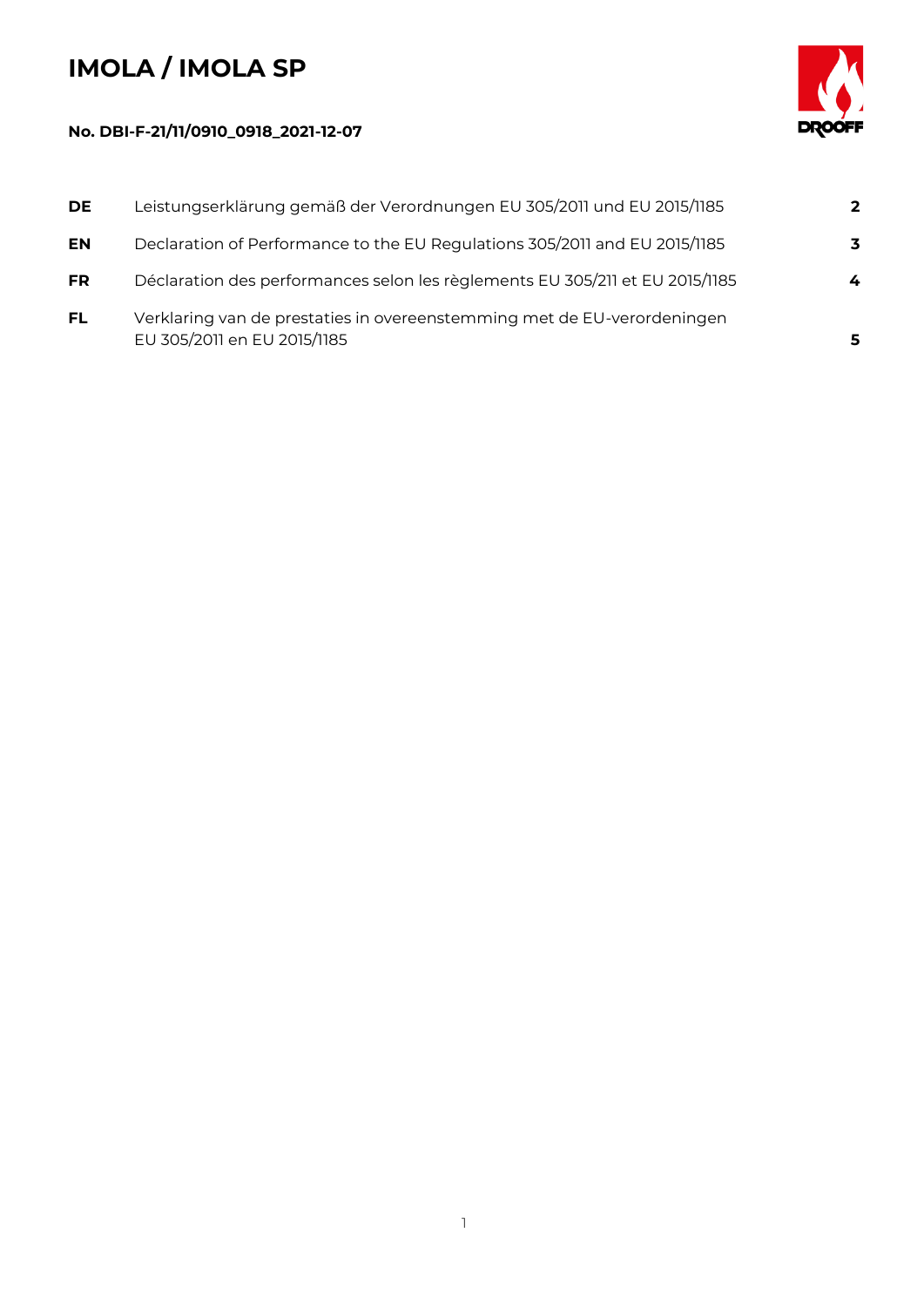# IMOLA / IMOLA SP

**No. DBI-F-21/11/0910_0918_2021-12-07**

| | | |
|---|---|---|
| **DE** | Leistungserklärung gemäß der Verordnungen EU 305/2011 und EU 2015/1185 | **2** |
| **EN** | Declaration of Performance to the EU Regulations 305/2011 and EU 2015/1185 | **3** |
| **FR** | Déclaration des performances selon les règlements EU 305/211 et EU 2015/1185 | **4** |
| **FL** | Verklaring van de prestaties in overeenstemming met de EU-verordeningen EU 305/2011 en EU 2015/1185 | **5** |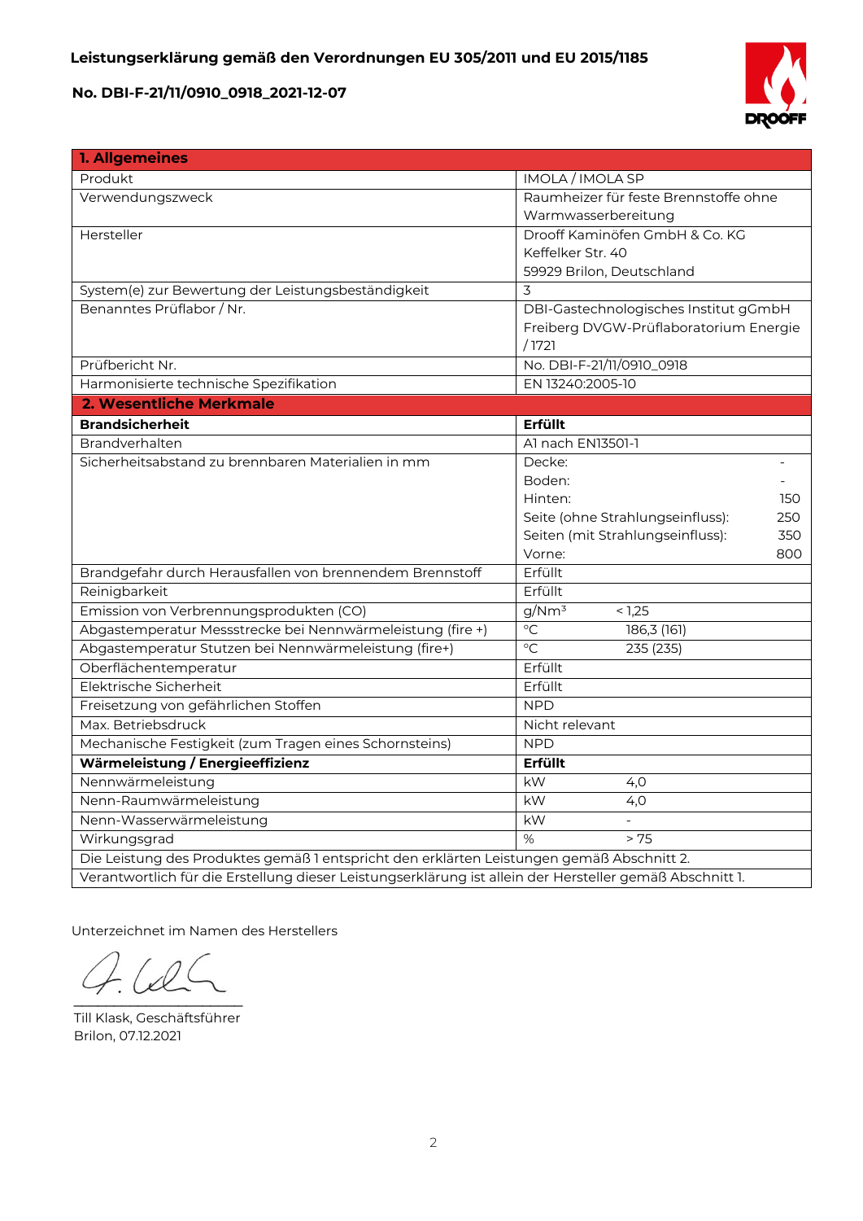**Leistungserklärung gemäß den Verordnungen EU 305/2011 und EU 2015/1185**

**No. DBI-F-21/11/0910_0918_2021-12-07**

| **1. Allgemeines** | |
|---|---|
| Produkt | IMOLA / IMOLA SP |
| Verwendungszweck | Raumheizer für feste Brennstoffe ohne Warmwasserbereitung |
| Hersteller | Drooff Kaminöfen GmbH & Co. KG<br>Keffelker Str. 40<br>59929 Brilon, Deutschland |
| System(e) zur Bewertung der Leistungsbeständigkeit | 3 |
| Benanntes Prüflabor / Nr. | DBI-Gastechnologisches Institut gGmbH Freiberg DVGW-Prüflaboratorium Energie / 1721 |
| Prüfbericht Nr. | No. DBI-F-21/11/0910_0918 |
| Harmonisierte technische Spezifikation | EN 13240:2005-10 |
| **2. Wesentliche Merkmale** | |
| **Brandsicherheit** | **Erfüllt** |
| Brandverhalten | A1 nach EN13501-1 |
| Sicherheitsabstand zu brennbaren Materialien in mm | Decke: -<br>Boden: -<br>Hinten: 150<br>Seite (ohne Strahlungseinfluss): 250<br>Seiten (mit Strahlungseinfluss): 350<br>Vorne: 800 |
| Brandgefahr durch Herausfallen von brennendem Brennstoff | Erfüllt |
| Reinigbarkeit | Erfüllt |
| Emission von Verbrennungsprodukten (CO) | g/Nm³ < 1,25 |
| Abgastemperatur Messstrecke bei Nennwärmeleistung (fire +) | °C 186,3 (161) |
| Abgastemperatur Stutzen bei Nennwärmeleistung (fire+) | °C 235 (235) |
| Oberflächentemperatur | Erfüllt |
| Elektrische Sicherheit | Erfüllt |
| Freisetzung von gefährlichen Stoffen | NPD |
| Max. Betriebsdruck | Nicht relevant |
| Mechanische Festigkeit (zum Tragen eines Schornsteins) | NPD |
| **Wärmeleistung / Energieeffizienz** | **Erfüllt** |
| Nennwärmeleistung | kW 4,0 |
| Nenn-Raumwärmeleistung | kW 4,0 |
| Nenn-Wasserwärmeleistung | kW - |
| Wirkungsgrad | % > 75 |
| Die Leistung des Produktes gemäß 1 entspricht den erklärten Leistungen gemäß Abschnitt 2. | |
| Verantwortlich für die Erstellung dieser Leistungserklärung ist allein der Hersteller gemäß Abschnitt 1. | |

Unterzeichnet im Namen des Herstellers

Till Klask, Geschäftsführer
Brilon, 07.12.2021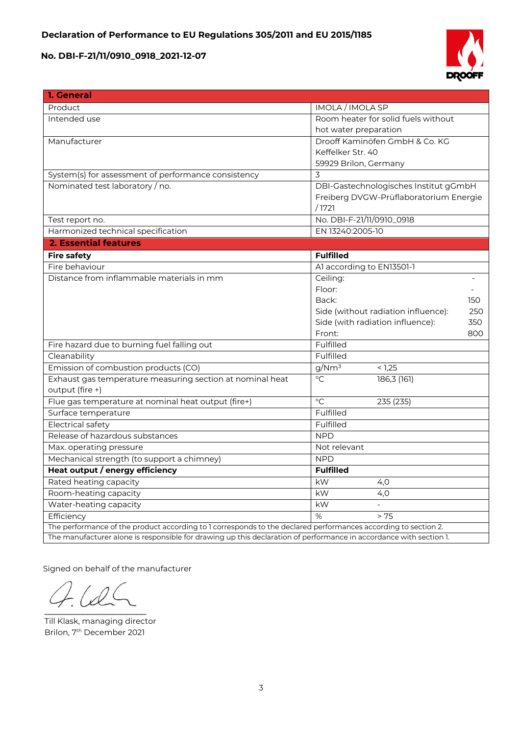**Declaration of Performance to EU Regulations 305/2011 and EU 2015/1185**

**No. DBI-F-21/11/0910_0918_2021-12-07**

| **1. General** | |
|---|---|
| Product | IMOLA / IMOLA SP |
| Intended use | Room heater for solid fuels without hot water preparation |
| Manufacturer | Drooff Kaminöfen GmbH & Co. KG<br>Keffelker Str. 40<br>59929 Brilon, Germany |
| System(s) for assessment of performance consistency | 3 |
| Nominated test laboratory / no. | DBI-Gastechnologisches Institut gGmbH Freiberg DVGW-Prüflaboratorium Energie / 1721 |
| Test report no. | No. DBI-F-21/11/0910_0918 |
| Harmonized technical specification | EN 13240:2005-10 |
| **2. Essential features** | |
| **Fire safety** | **Fulfilled** |
| Fire behaviour | A1 according to EN13501-1 |
| Distance from inflammable materials in mm | Ceiling: -<br>Floor: -<br>Back: 150<br>Side (without radiation influence): 250<br>Side (with radiation influence): 350<br>Front: 800 |
| Fire hazard due to burning fuel falling out | Fulfilled |
| Cleanability | Fulfilled |
| Emission of combustion products (CO) | g/Nm³ < 1,25 |
| Exhaust gas temperature measuring section at nominal heat output (fire +) | °C 186,3 (161) |
| Flue gas temperature at nominal heat output (fire+) | °C 235 (235) |
| Surface temperature | Fulfilled |
| Electrical safety | Fulfilled |
| Release of hazardous substances | NPD |
| Max. operating pressure | Not relevant |
| Mechanical strength (to support a chimney) | NPD |
| **Heat output / energy efficiency** | **Fulfilled** |
| Rated heating capacity | kW 4,0 |
| Room-heating capacity | kW 4,0 |
| Water-heating capacity | kW - |
| Efficiency | % > 75 |
| The performance of the product according to 1 corresponds to the declared performances according to section 2. | |
| The manufacturer alone is responsible for drawing up this declaration of performance in accordance with section 1. | |

Signed on behalf of the manufacturer

Till Klask, managing director
Brilon, 7th December 2021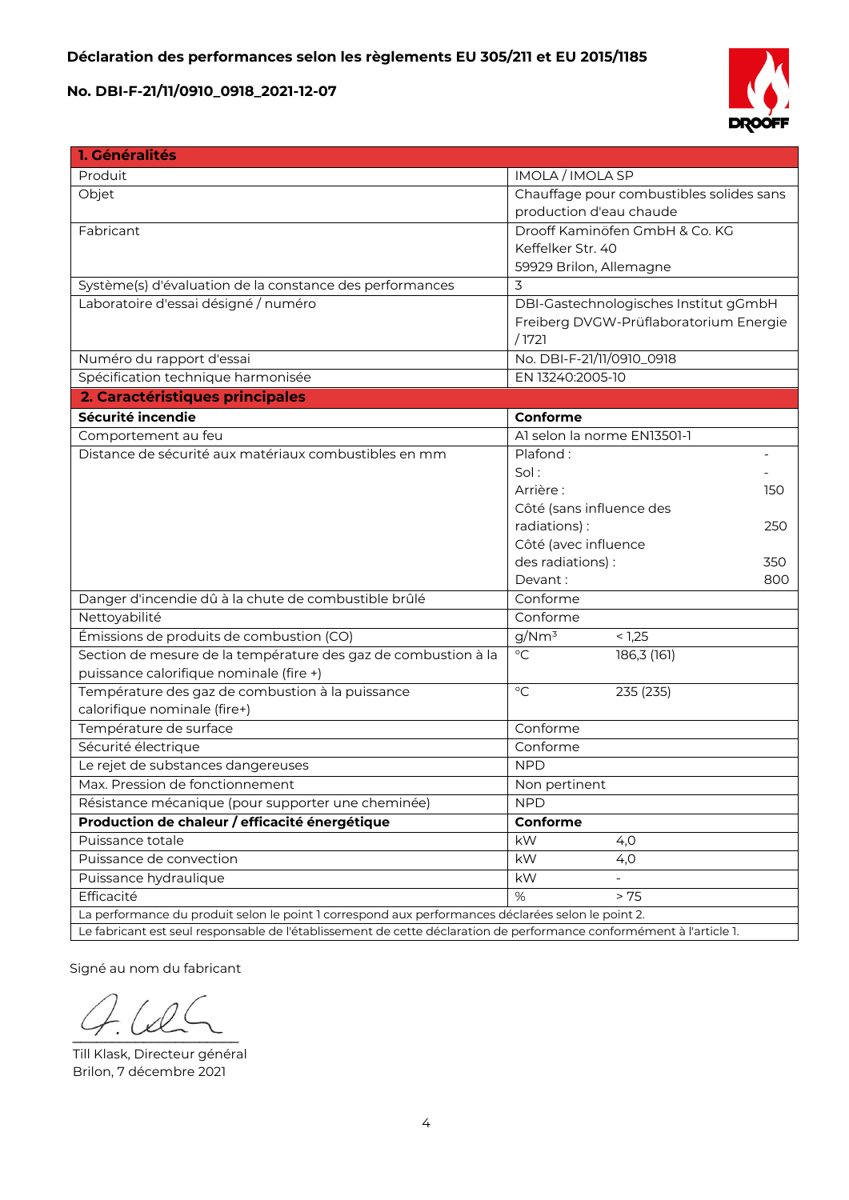**Déclaration des performances selon les règlements EU 305/211 et EU 2015/1185**

**No. DBI-F-21/11/0910_0918_2021-12-07**

| **1. Généralités** | |
|---|---|
| Produit | IMOLA / IMOLA SP |
| Objet | Chauffage pour combustibles solides sans production d'eau chaude |
| Fabricant | Drooff Kaminöfen GmbH & Co. KG<br>Keffelker Str. 40<br>59929 Brilon, Allemagne |
| Système(s) d'évaluation de la constance des performances | 3 |
| Laboratoire d'essai désigné / numéro | DBI-Gastechnologisches Institut gGmbH Freiberg DVGW-Prüflaboratorium Energie / 1721 |
| Numéro du rapport d'essai | No. DBI-F-21/11/0910_0918 |
| Spécification technique harmonisée | EN 13240:2005-10 |
| **2. Caractéristiques principales** | |
| **Sécurité incendie** | **Conforme** |
| Comportement au feu | A1 selon la norme EN13501-1 |
| Distance de sécurité aux matériaux combustibles en mm | Plafond : -<br>Sol : -<br>Arrière : 150<br>Côté (sans influence des radiations) : 250<br>Côté (avec influence des radiations) : 350<br>Devant : 800 |
| Danger d'incendie dû à la chute de combustible brûlé | Conforme |
| Nettoyabilité | Conforme |
| Émissions de produits de combustion (CO) | g/Nm³ < 1,25 |
| Section de mesure de la température des gaz de combustion à la puissance calorifique nominale (fire +) | °C 186,3 (161) |
| Température des gaz de combustion à la puissance calorifique nominale (fire+) | °C 235 (235) |
| Température de surface | Conforme |
| Sécurité électrique | Conforme |
| Le rejet de substances dangereuses | NPD |
| Max. Pression de fonctionnement | Non pertinent |
| Résistance mécanique (pour supporter une cheminée) | NPD |
| **Production de chaleur / efficacité énergétique** | **Conforme** |
| Puissance totale | kW 4,0 |
| Puissance de convection | kW 4,0 |
| Puissance hydraulique | kW - |
| Efficacité | % > 75 |
| La performance du produit selon le point 1 correspond aux performances déclarées selon le point 2. | |
| Le fabricant est seul responsable de l'établissement de cette déclaration de performance conformément à l'article 1. | |

Signé au nom du fabricant

Till Klask, Directeur général
Brilon, 7 décembre 2021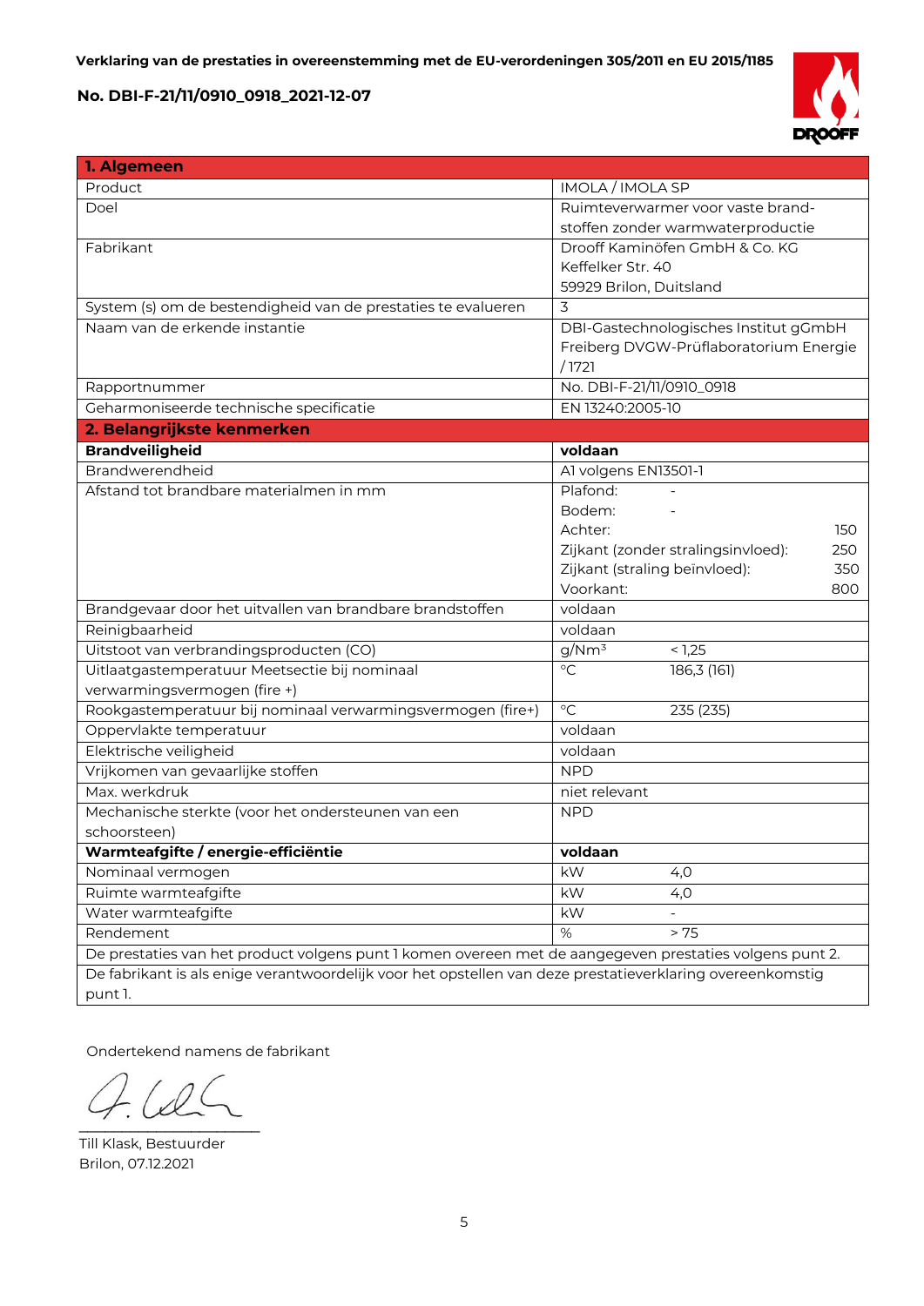**Verklaring van de prestaties in overeenstemming met de EU-verordeningen 305/2011 en EU 2015/1185**

**No. DBI-F-21/11/0910_0918_2021-12-07**

| **1. Algemeen** | |
|---|---|
| Product | IMOLA / IMOLA SP |
| Doel | Ruimteverwarmer voor vaste brand-stoffen zonder warmwaterproductie |
| Fabrikant | Drooff Kaminöfen GmbH & Co. KG<br>Keffelker Str. 40<br>59929 Brilon, Duitsland |
| System (s) om de bestendigheid van de prestaties te evalueren | 3 |
| Naam van de erkende instantie | DBI-Gastechnologisches Institut gGmbH Freiberg DVGW-Prüflaboratorium Energie / 1721 |
| Rapportnummer | No. DBI-F-21/11/0910_0918 |
| Geharmoniseerde technische specificatie | EN 13240:2005-10 |
| **2. Belangrijkste kenmerken** | |
| **Brandveiligheid** | **voldaan** |
| Brandwerendheid | A1 volgens EN13501-1 |
| Afstand tot brandbare materialmen in mm | Plafond: -<br>Bodem: -<br>Achter: 150<br>Zijkant (zonder stralingsinvloed): 250<br>Zijkant (straling beïnvloed): 350<br>Voorkant: 800 |
| Brandgevaar door het uitvallen van brandbare brandstoffen | voldaan |
| Reinigbaarheid | voldaan |
| Uitstoot van verbrandingsproducten (CO) | g/Nm³ < 1,25 |
| Uitlaatgastemperatuur Meetsectie bij nominaal verwarmingsvermogen (fire +) | °C 186,3 (161) |
| Rookgastemperatuur bij nominaal verwarmingsvermogen (fire+) | °C 235 (235) |
| Oppervlakte temperatuur | voldaan |
| Elektrische veiligheid | voldaan |
| Vrijkomen van gevaarlijke stoffen | NPD |
| Max. werkdruk | niet relevant |
| Mechanische sterkte (voor het ondersteunen van een schoorsteen) | NPD |
| **Warmteafgifte / energie-efficiëntie** | **voldaan** |
| Nominaal vermogen | kW 4,0 |
| Ruimte warmteafgifte | kW 4,0 |
| Water warmteafgifte | kW - |
| Rendement | % > 75 |
| De prestaties van het product volgens punt 1 komen overeen met de aangegeven prestaties volgens punt 2. | |
| De fabrikant is als enige verantwoordelijk voor het opstellen van deze prestatieverklaring overeenkomstig punt 1. | |

Ondertekend namens de fabrikant

Till Klask, Bestuurder
Brilon, 07.12.2021